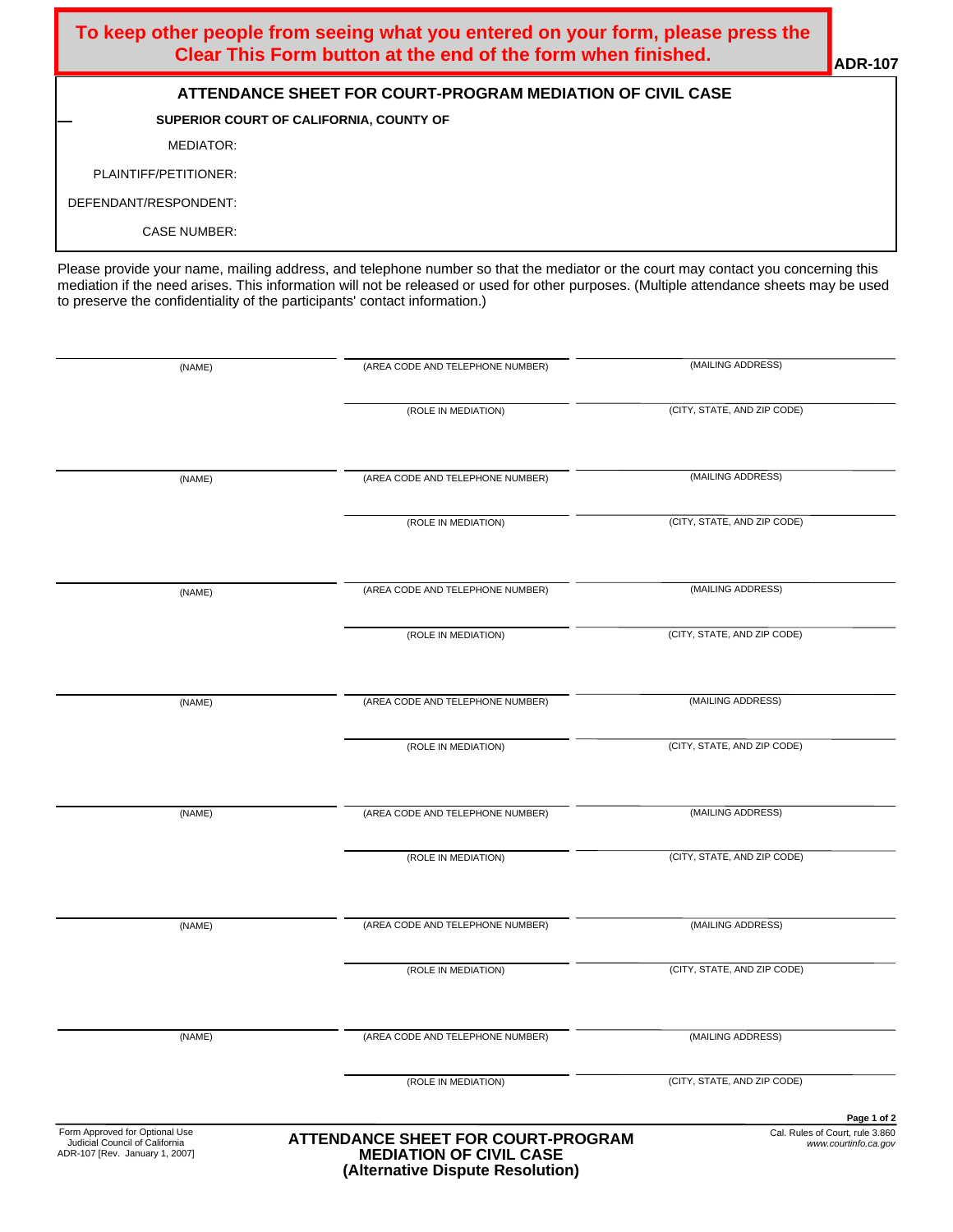**To keep other people from seeing what you entered on your form, please press the Clear This Form button at the end of the form when finished.**

**ADR-107**

# ATTENDANCE SHEET FOR COURT-PROGRAM MEDIATION OF CIVIL CASE

**SUPERIOR COURT OF CALIFORNIA, COUNTY OF**

MEDIATOR:

PLAINTIFF/PETITIONER:

DEFENDANT/RESPONDENT:

CASE NUMBER:

Please provide your name, mailing address, and telephone number so that the mediator or the court may contact you concerning this mediation if the need arises. This information will not be released or used for other purposes. (Multiple attendance sheets may be used to preserve the confidentiality of the participants' contact information.)

| (NAME) | (AREA CODE AND TELEPHONE NUMBER) | (MAILING ADDRESS) |
|---|---|---|
| | (ROLE IN MEDIATION) | (CITY, STATE, AND ZIP CODE) |

| (NAME) | (AREA CODE AND TELEPHONE NUMBER) | (MAILING ADDRESS) |
|---|---|---|
| | (ROLE IN MEDIATION) | (CITY, STATE, AND ZIP CODE) |

| (NAME) | (AREA CODE AND TELEPHONE NUMBER) | (MAILING ADDRESS) |
|---|---|---|
| | (ROLE IN MEDIATION) | (CITY, STATE, AND ZIP CODE) |

| (NAME) | (AREA CODE AND TELEPHONE NUMBER) | (MAILING ADDRESS) |
|---|---|---|
| | (ROLE IN MEDIATION) | (CITY, STATE, AND ZIP CODE) |

| (NAME) | (AREA CODE AND TELEPHONE NUMBER) | (MAILING ADDRESS) |
|---|---|---|
| | (ROLE IN MEDIATION) | (CITY, STATE, AND ZIP CODE) |

| (NAME) | (AREA CODE AND TELEPHONE NUMBER) | (MAILING ADDRESS) |
|---|---|---|
| | (ROLE IN MEDIATION) | (CITY, STATE, AND ZIP CODE) |

| (NAME) | (AREA CODE AND TELEPHONE NUMBER) | (MAILING ADDRESS) |
|---|---|---|
| | (ROLE IN MEDIATION) | (CITY, STATE, AND ZIP CODE) |

Form Approved for Optional Use
Judicial Council of California
ADR-107 [Rev. January 1, 2007]

**ATTENDANCE SHEET FOR COURT-PROGRAM MEDIATION OF CIVIL CASE (Alternative Dispute Resolution)**

Cal. Rules of Court, rule 3.860
*www.courtinfo.ca.gov*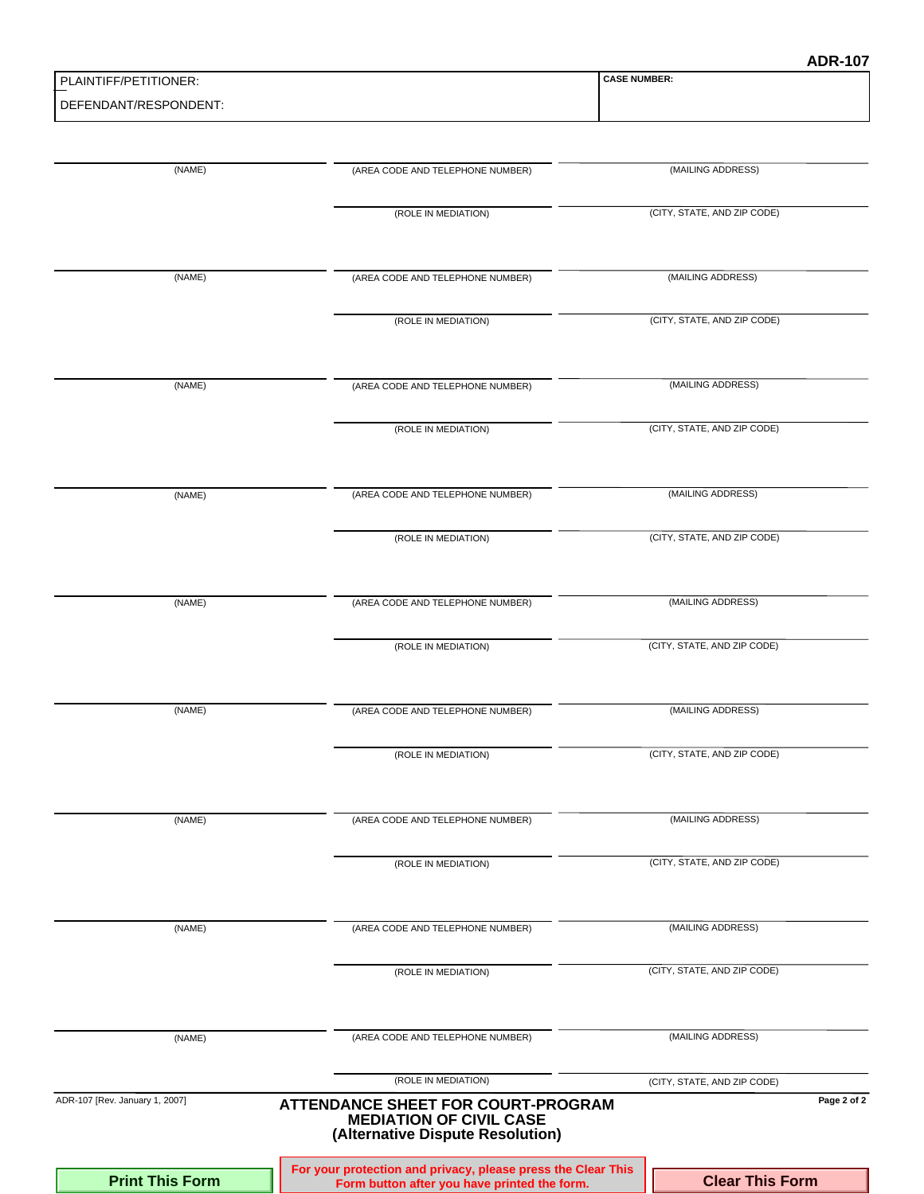ADR-107

| PLAINTIFF/PETITIONER: | CASE NUMBER: |
|---|---|
| DEFENDANT/RESPONDENT: | |

| | | |
|---|---|---|
| (NAME) | (AREA CODE AND TELEPHONE NUMBER) | (MAILING ADDRESS) |
| | (ROLE IN MEDIATION) | (CITY, STATE, AND ZIP CODE) |
| (NAME) | (AREA CODE AND TELEPHONE NUMBER) | (MAILING ADDRESS) |
| | (ROLE IN MEDIATION) | (CITY, STATE, AND ZIP CODE) |
| (NAME) | (AREA CODE AND TELEPHONE NUMBER) | (MAILING ADDRESS) |
| | (ROLE IN MEDIATION) | (CITY, STATE, AND ZIP CODE) |
| (NAME) | (AREA CODE AND TELEPHONE NUMBER) | (MAILING ADDRESS) |
| | (ROLE IN MEDIATION) | (CITY, STATE, AND ZIP CODE) |
| (NAME) | (AREA CODE AND TELEPHONE NUMBER) | (MAILING ADDRESS) |
| | (ROLE IN MEDIATION) | (CITY, STATE, AND ZIP CODE) |
| (NAME) | (AREA CODE AND TELEPHONE NUMBER) | (MAILING ADDRESS) |
| | (ROLE IN MEDIATION) | (CITY, STATE, AND ZIP CODE) |
| (NAME) | (AREA CODE AND TELEPHONE NUMBER) | (MAILING ADDRESS) |
| | (ROLE IN MEDIATION) | (CITY, STATE, AND ZIP CODE) |
| (NAME) | (AREA CODE AND TELEPHONE NUMBER) | (MAILING ADDRESS) |
| | (ROLE IN MEDIATION) | (CITY, STATE, AND ZIP CODE) |
| (NAME) | (AREA CODE AND TELEPHONE NUMBER) | (MAILING ADDRESS) |
| | (ROLE IN MEDIATION) | (CITY, STATE, AND ZIP CODE) |

ADR-107 [Rev. January 1, 2007]

**ATTENDANCE SHEET FOR COURT-PROGRAM MEDIATION OF CIVIL CASE**
**(Alternative Dispute Resolution)**

Print This Form

For your protection and privacy, please press the Clear This Form button after you have printed the form.

Clear This Form